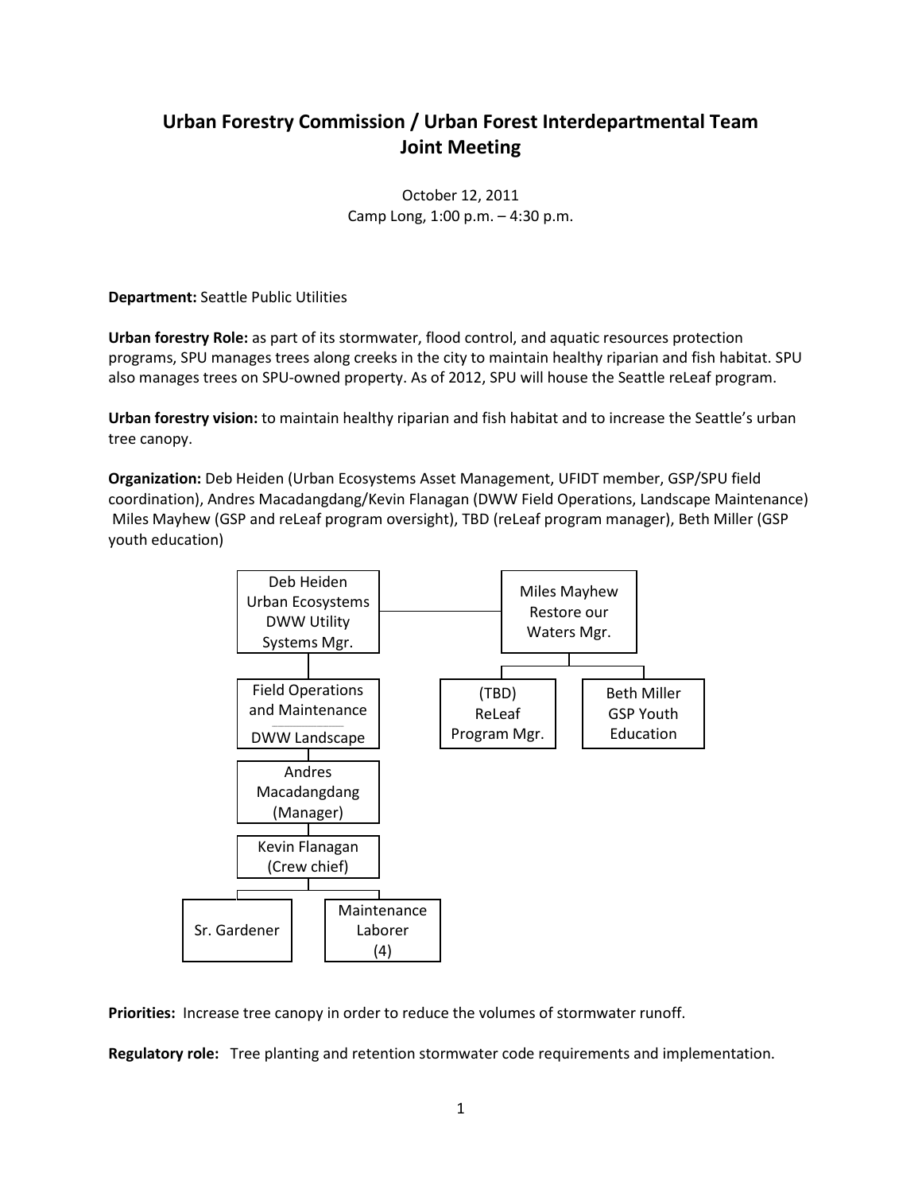# Urban Forestry Commission / Urban Forest Interdepartmental Team Joint Meeting

October 12, 2011
Camp Long, 1:00 p.m. – 4:30 p.m.

**Department:** Seattle Public Utilities

**Urban forestry Role:** as part of its stormwater, flood control, and aquatic resources protection programs, SPU manages trees along creeks in the city to maintain healthy riparian and fish habitat. SPU also manages trees on SPU-owned property. As of 2012, SPU will house the Seattle reLeaf program.

**Urban forestry vision:** to maintain healthy riparian and fish habitat and to increase the Seattle's urban tree canopy.

**Organization:** Deb Heiden (Urban Ecosystems Asset Management, UFIDT member, GSP/SPU field coordination), Andres Macadangdang/Kevin Flanagan (DWW Field Operations, Landscape Maintenance) Miles Mayhew (GSP and reLeaf program oversight), TBD (reLeaf program manager), Beth Miller (GSP youth education)

- Deb Heiden, Urban Ecosystems, DWW Utility Systems Mgr.
  - Field Operations and Maintenance – DWW Landscape
    - Andres Macadangdang (Manager)
      - Kevin Flanagan (Crew chief)
        - Sr. Gardener
        - Maintenance Laborer (4)
- Miles Mayhew, Restore our Waters Mgr.
  - (TBD) ReLeaf Program Mgr.
  - Beth Miller, GSP Youth Education

**Priorities:** Increase tree canopy in order to reduce the volumes of stormwater runoff.

**Regulatory role:** Tree planting and retention stormwater code requirements and implementation.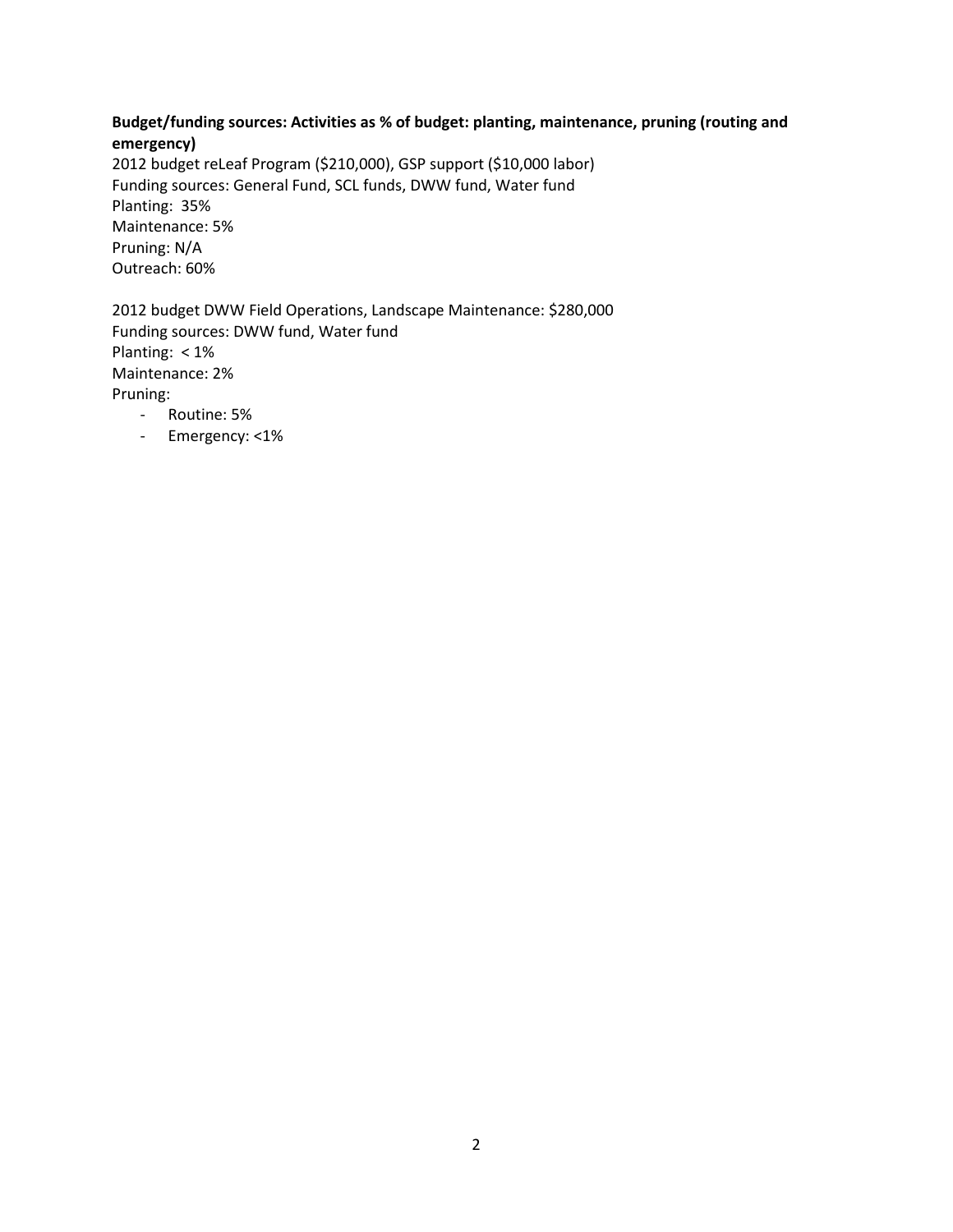**Budget/funding sources: Activities as % of budget: planting, maintenance, pruning (routing and emergency)**

2012 budget reLeaf Program (\$210,000), GSP support (\$10,000 labor)
Funding sources: General Fund, SCL funds, DWW fund, Water fund
Planting: 35%
Maintenance: 5%
Pruning: N/A
Outreach: 60%

2012 budget DWW Field Operations, Landscape Maintenance: \$280,000
Funding sources: DWW fund, Water fund
Planting: < 1%
Maintenance: 2%
Pruning:

- Routine: 5%
- Emergency: <1%